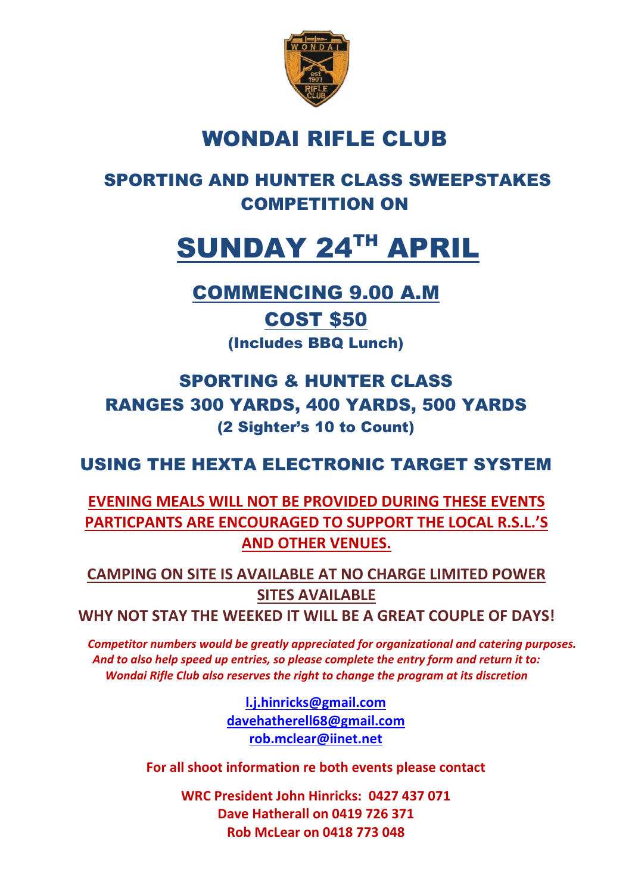# WONDAI RIFLE CLUB

## SPORTING AND HUNTER CLASS SWEEPSTAKES COMPETITION ON

# SUNDAY 24TH APRIL

## COMMENCING 9.00 A.M

## COST $50

**(Includes BBQ Lunch)**

## SPORTING & HUNTER CLASS
## RANGES 300 YARDS, 400 YARDS, 500 YARDS

**(2 Sighter's 10 to Count)**

## USING THE HEXTA ELECTRONIC TARGET SYSTEM

**EVENING MEALS WILL NOT BE PROVIDED DURING THESE EVENTS PARTICPANTS ARE ENCOURAGED TO SUPPORT THE LOCAL R.S.L.'S AND OTHER VENUES.**

**CAMPING ON SITE IS AVAILABLE AT NO CHARGE LIMITED POWER SITES AVAILABLE**

**WHY NOT STAY THE WEEKED IT WILL BE A GREAT COUPLE OF DAYS!**

***Competitor numbers would be greatly appreciated for organizational and catering purposes. And to also help speed up entries, so please complete the entry form and return it to: Wondai Rifle Club also reserves the right to change the program at its discretion***

**l.j.hinricks@gmail.com**
**davehatherell68@gmail.com**
**rob.mclear@iinet.net**

**For all shoot information re both events please contact**

**WRC President John Hinricks: 0427 437 071**
**Dave Hatherall on 0419 726 371**
**Rob McLear on 0418 773 048**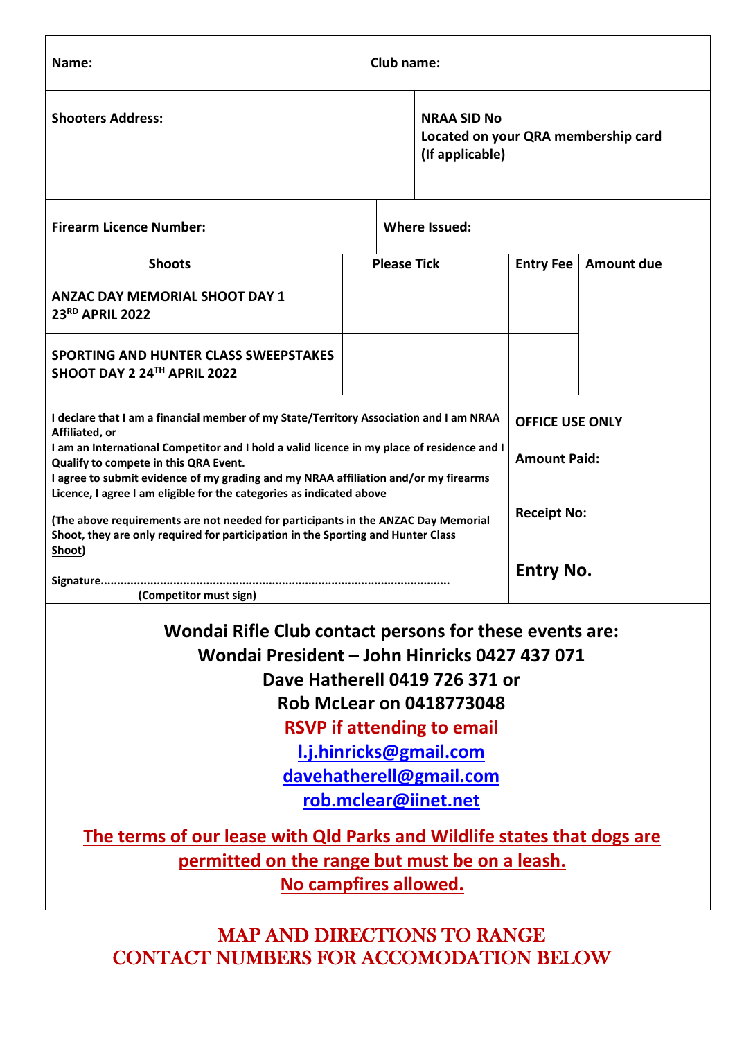| Name: | Club name: |
|---|---|
| **Shooters Address:** | **NRAA SID No**<br>**Located on your QRA membership card**<br>**(If applicable)** |
| **Firearm Licence Number:** | **Where Issued:** |

| Shoots | Please Tick | Entry Fee | Amount due |
|---|---|---|---|
| **ANZAC DAY MEMORIAL SHOOT DAY 1**<br>**23RD APRIL 2022** | | | |
| **SPORTING AND HUNTER CLASS SWEEPSTAKES SHOOT DAY 2 24TH APRIL 2022** | | | |

**I declare that I am a financial member of my State/Territory Association and I am NRAA Affiliated, or**
**I am an International Competitor and I hold a valid licence in my place of residence and I Qualify to compete in this QRA Event.**
**I agree to submit evidence of my grading and my NRAA affiliation and/or my firearms Licence, I agree I am eligible for the categories as indicated above**

**(The above requirements are not needed for participants in the ANZAC Day Memorial Shoot, they are only required for participation in the Sporting and Hunter Class Shoot)**

**Signature........................................................................................................**
**(Competitor must sign)**

**OFFICE USE ONLY**

**Amount Paid:**

**Receipt No:**

**Entry No.**

**Wondai Rifle Club contact persons for these events are:**
**Wondai President – John Hinricks 0427 437 071**
**Dave Hatherell 0419 726 371 or**
**Rob McLear on 0418773048**
**RSVP if attending to email**
**l.j.hinricks@gmail.com**
**davehatherell@gmail.com**
**rob.mclear@iinet.net**

**The terms of our lease with Qld Parks and Wildlife states that dogs are permitted on the range but must be on a leash.**
**No campfires allowed.**

MAP AND DIRECTIONS TO RANGE
CONTACT NUMBERS FOR ACCOMODATION BELOW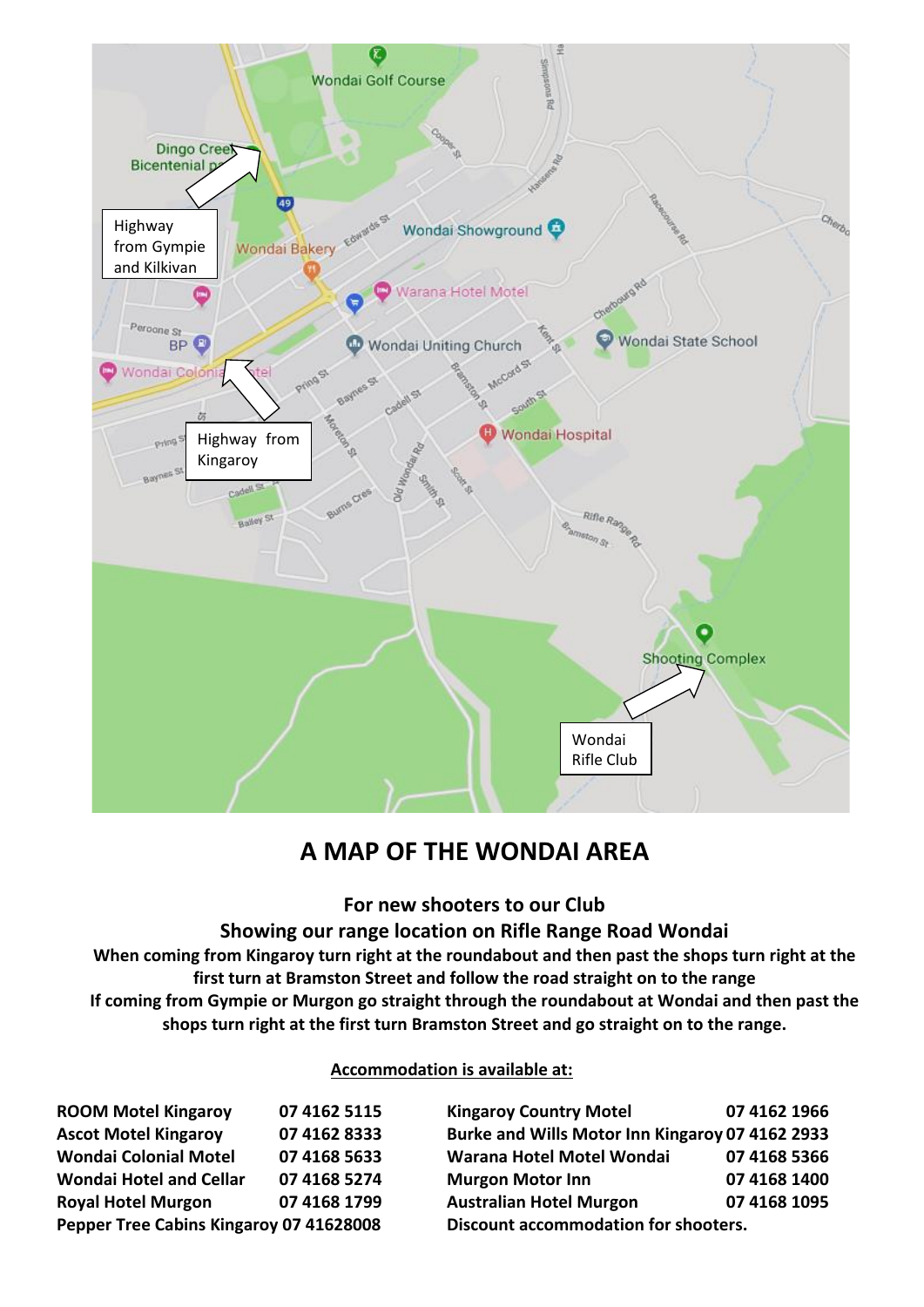# A MAP OF THE WONDAI AREA

**For new shooters to our Club**

**Showing our range location on Rifle Range Road Wondai**

**When coming from Kingaroy turn right at the roundabout and then past the shops turn right at the first turn at Bramston Street and follow the road straight on to the range**

**If coming from Gympie or Murgon go straight through the roundabout at Wondai and then past the shops turn right at the first turn Bramston Street and go straight on to the range.**

**<u>Accommodation is available at:</u>**

| | | | |
|---|---|---|---|
| **ROOM Motel Kingaroy** | **07 4162 5115** | **Kingaroy Country Motel** | **07 4162 1966** |
| **Ascot Motel Kingaroy** | **07 4162 8333** | **Burke and Wills Motor Inn Kingaroy** | **07 4162 2933** |
| **Wondai Colonial Motel** | **07 4168 5633** | **Warana Hotel Motel Wondai** | **07 4168 5366** |
| **Wondai Hotel and Cellar** | **07 4168 5274** | **Murgon Motor Inn** | **07 4168 1400** |
| **Royal Hotel Murgon** | **07 4168 1799** | **Australian Hotel Murgon** | **07 4168 1095** |
| **Pepper Tree Cabins Kingaroy** | **07 41628008** | **Discount accommodation for shooters.** | |